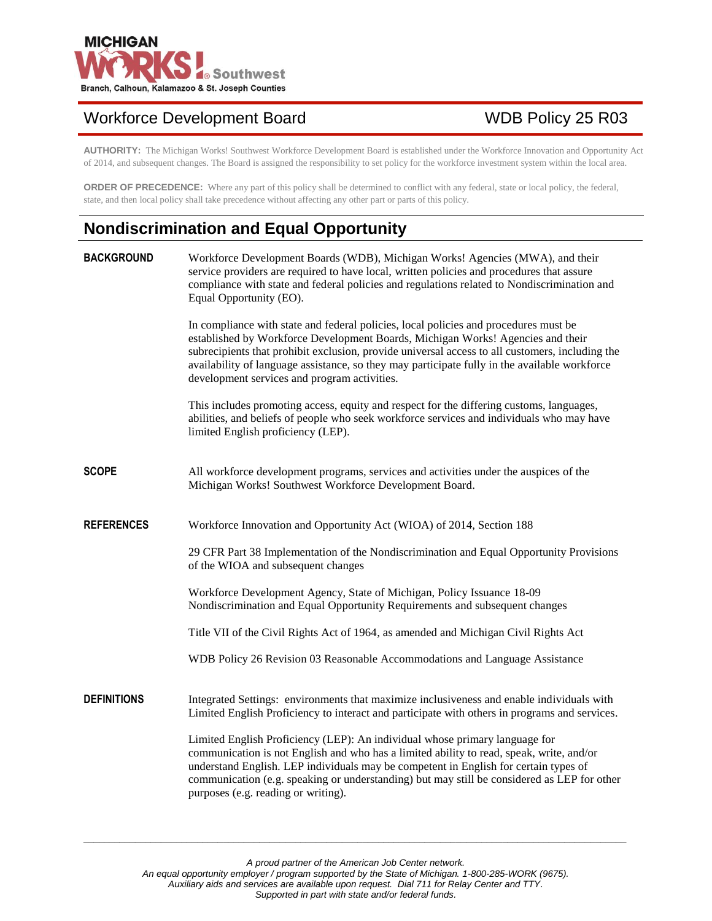MICHIGAN WORKS! Southwest
Branch, Calhoun, Kalamazoo & St. Joseph Counties

# Workforce Development Board — WDB Policy 25 R03

**AUTHORITY:** The Michigan Works! Southwest Workforce Development Board is established under the Workforce Innovation and Opportunity Act of 2014, and subsequent changes. The Board is assigned the responsibility to set policy for the workforce investment system within the local area.

**ORDER OF PRECEDENCE:** Where any part of this policy shall be determined to conflict with any federal, state or local policy, the federal, state, and then local policy shall take precedence without affecting any other part or parts of this policy.

## Nondiscrimination and Equal Opportunity

### BACKGROUND

Workforce Development Boards (WDB), Michigan Works! Agencies (MWA), and their service providers are required to have local, written policies and procedures that assure compliance with state and federal policies and regulations related to Nondiscrimination and Equal Opportunity (EO).

In compliance with state and federal policies, local policies and procedures must be established by Workforce Development Boards, Michigan Works! Agencies and their subrecipients that prohibit exclusion, provide universal access to all customers, including the availability of language assistance, so they may participate fully in the available workforce development services and program activities.

This includes promoting access, equity and respect for the differing customs, languages, abilities, and beliefs of people who seek workforce services and individuals who may have limited English proficiency (LEP).

### SCOPE

All workforce development programs, services and activities under the auspices of the Michigan Works! Southwest Workforce Development Board.

### REFERENCES

Workforce Innovation and Opportunity Act (WIOA) of 2014, Section 188

29 CFR Part 38 Implementation of the Nondiscrimination and Equal Opportunity Provisions of the WIOA and subsequent changes

Workforce Development Agency, State of Michigan, Policy Issuance 18-09 Nondiscrimination and Equal Opportunity Requirements and subsequent changes

Title VII of the Civil Rights Act of 1964, as amended and Michigan Civil Rights Act

WDB Policy 26 Revision 03 Reasonable Accommodations and Language Assistance

### DEFINITIONS

Integrated Settings: environments that maximize inclusiveness and enable individuals with Limited English Proficiency to interact and participate with others in programs and services.

Limited English Proficiency (LEP): An individual whose primary language for communication is not English and who has a limited ability to read, speak, write, and/or understand English. LEP individuals may be competent in English for certain types of communication (e.g. speaking or understanding) but may still be considered as LEP for other purposes (e.g. reading or writing).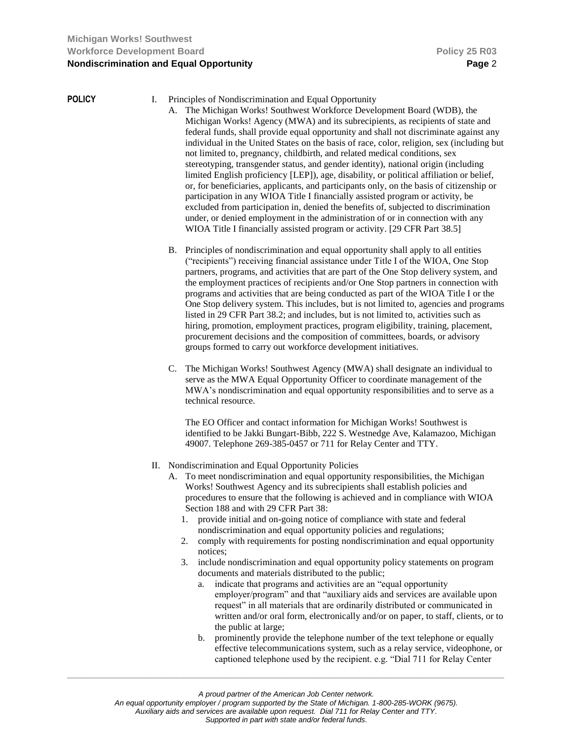**POLICY**

I. Principles of Nondiscrimination and Equal Opportunity

A. The Michigan Works! Southwest Workforce Development Board (WDB), the Michigan Works! Agency (MWA) and its subrecipients, as recipients of state and federal funds, shall provide equal opportunity and shall not discriminate against any individual in the United States on the basis of race, color, religion, sex (including but not limited to, pregnancy, childbirth, and related medical conditions, sex stereotyping, transgender status, and gender identity), national origin (including limited English proficiency [LEP]), age, disability, or political affiliation or belief, or, for beneficiaries, applicants, and participants only, on the basis of citizenship or participation in any WIOA Title I financially assisted program or activity, be excluded from participation in, denied the benefits of, subjected to discrimination under, or denied employment in the administration of or in connection with any WIOA Title I financially assisted program or activity. [29 CFR Part 38.5]

B. Principles of nondiscrimination and equal opportunity shall apply to all entities ("recipients") receiving financial assistance under Title I of the WIOA, One Stop partners, programs, and activities that are part of the One Stop delivery system, and the employment practices of recipients and/or One Stop partners in connection with programs and activities that are being conducted as part of the WIOA Title I or the One Stop delivery system. This includes, but is not limited to, agencies and programs listed in 29 CFR Part 38.2; and includes, but is not limited to, activities such as hiring, promotion, employment practices, program eligibility, training, placement, procurement decisions and the composition of committees, boards, or advisory groups formed to carry out workforce development initiatives.

C. The Michigan Works! Southwest Agency (MWA) shall designate an individual to serve as the MWA Equal Opportunity Officer to coordinate management of the MWA's nondiscrimination and equal opportunity responsibilities and to serve as a technical resource.

The EO Officer and contact information for Michigan Works! Southwest is identified to be Jakki Bungart-Bibb, 222 S. Westnedge Ave, Kalamazoo, Michigan 49007. Telephone 269-385-0457 or 711 for Relay Center and TTY.

II. Nondiscrimination and Equal Opportunity Policies

A. To meet nondiscrimination and equal opportunity responsibilities, the Michigan Works! Southwest Agency and its subrecipients shall establish policies and procedures to ensure that the following is achieved and in compliance with WIOA Section 188 and with 29 CFR Part 38:

1. provide initial and on-going notice of compliance with state and federal nondiscrimination and equal opportunity policies and regulations;
2. comply with requirements for posting nondiscrimination and equal opportunity notices;
3. include nondiscrimination and equal opportunity policy statements on program documents and materials distributed to the public;
   a. indicate that programs and activities are an "equal opportunity employer/program" and that "auxiliary aids and services are available upon request" in all materials that are ordinarily distributed or communicated in written and/or oral form, electronically and/or on paper, to staff, clients, or to the public at large;
   b. prominently provide the telephone number of the text telephone or equally effective telecommunications system, such as a relay service, videophone, or captioned telephone used by the recipient. e.g. "Dial 711 for Relay Center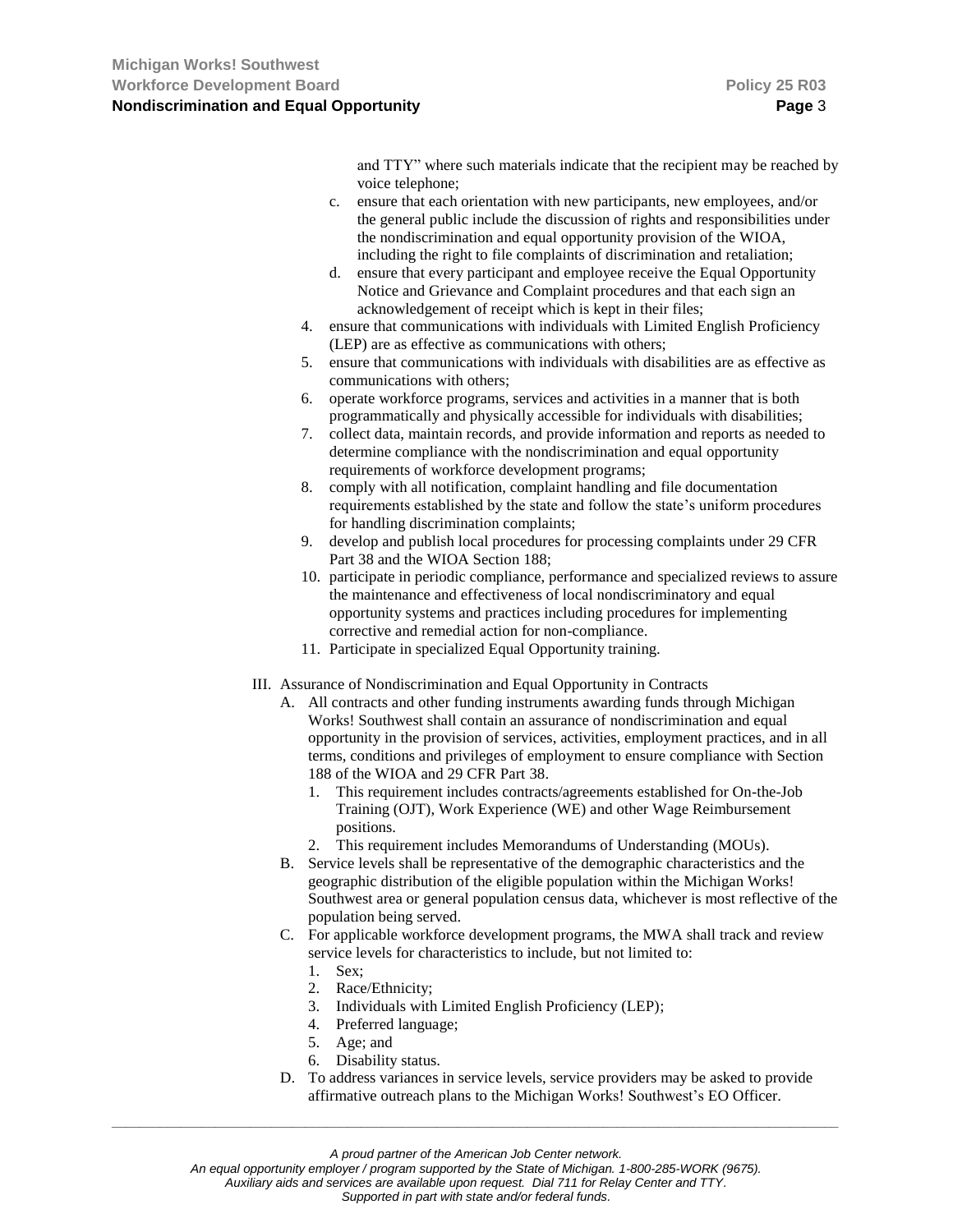and TTY" where such materials indicate that the recipient may be reached by voice telephone;

   c. ensure that each orientation with new participants, new employees, and/or the general public include the discussion of rights and responsibilities under the nondiscrimination and equal opportunity provision of the WIOA, including the right to file complaints of discrimination and retaliation;
   d. ensure that every participant and employee receive the Equal Opportunity Notice and Grievance and Complaint procedures and that each sign an acknowledgement of receipt which is kept in their files;

4. ensure that communications with individuals with Limited English Proficiency (LEP) are as effective as communications with others;
5. ensure that communications with individuals with disabilities are as effective as communications with others;
6. operate workforce programs, services and activities in a manner that is both programmatically and physically accessible for individuals with disabilities;
7. collect data, maintain records, and provide information and reports as needed to determine compliance with the nondiscrimination and equal opportunity requirements of workforce development programs;
8. comply with all notification, complaint handling and file documentation requirements established by the state and follow the state's uniform procedures for handling discrimination complaints;
9. develop and publish local procedures for processing complaints under 29 CFR Part 38 and the WIOA Section 188;
10. participate in periodic compliance, performance and specialized reviews to assure the maintenance and effectiveness of local nondiscriminatory and equal opportunity systems and practices including procedures for implementing corrective and remedial action for non-compliance.
11. Participate in specialized Equal Opportunity training.

III. Assurance of Nondiscrimination and Equal Opportunity in Contracts

   A. All contracts and other funding instruments awarding funds through Michigan Works! Southwest shall contain an assurance of nondiscrimination and equal opportunity in the provision of services, activities, employment practices, and in all terms, conditions and privileges of employment to ensure compliance with Section 188 of the WIOA and 29 CFR Part 38.
      1. This requirement includes contracts/agreements established for On-the-Job Training (OJT), Work Experience (WE) and other Wage Reimbursement positions.
      2. This requirement includes Memorandums of Understanding (MOUs).
   B. Service levels shall be representative of the demographic characteristics and the geographic distribution of the eligible population within the Michigan Works! Southwest area or general population census data, whichever is most reflective of the population being served.
   C. For applicable workforce development programs, the MWA shall track and review service levels for characteristics to include, but not limited to:
      1. Sex;
      2. Race/Ethnicity;
      3. Individuals with Limited English Proficiency (LEP);
      4. Preferred language;
      5. Age; and
      6. Disability status.
   D. To address variances in service levels, service providers may be asked to provide affirmative outreach plans to the Michigan Works! Southwest's EO Officer.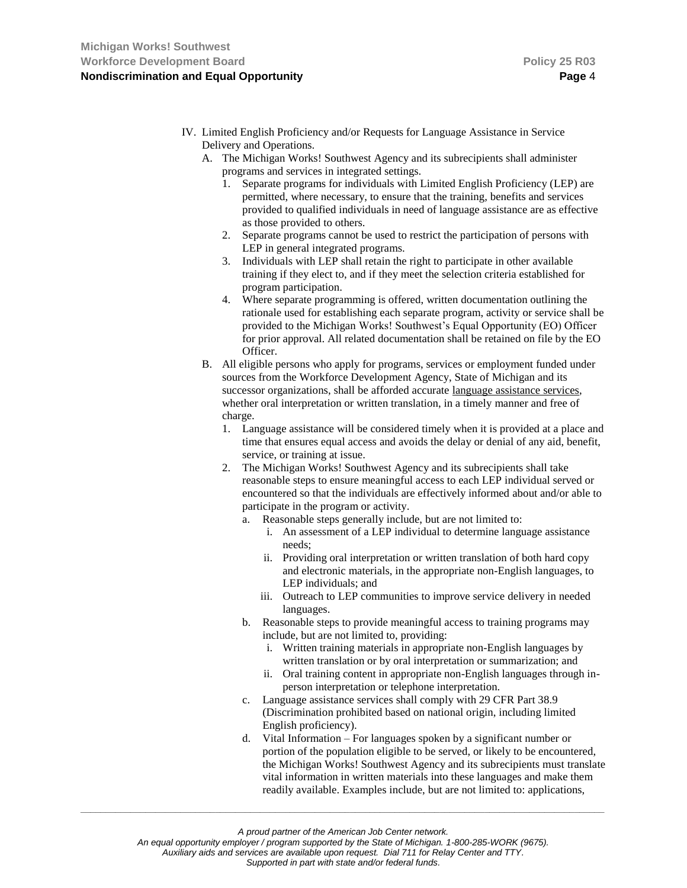IV. Limited English Proficiency and/or Requests for Language Assistance in Service Delivery and Operations.

   A. The Michigan Works! Southwest Agency and its subrecipients shall administer programs and services in integrated settings.

      1. Separate programs for individuals with Limited English Proficiency (LEP) are permitted, where necessary, to ensure that the training, benefits and services provided to qualified individuals in need of language assistance are as effective as those provided to others.
      2. Separate programs cannot be used to restrict the participation of persons with LEP in general integrated programs.
      3. Individuals with LEP shall retain the right to participate in other available training if they elect to, and if they meet the selection criteria established for program participation.
      4. Where separate programming is offered, written documentation outlining the rationale used for establishing each separate program, activity or service shall be provided to the Michigan Works! Southwest's Equal Opportunity (EO) Officer for prior approval. All related documentation shall be retained on file by the EO Officer.

   B. All eligible persons who apply for programs, services or employment funded under sources from the Workforce Development Agency, State of Michigan and its successor organizations, shall be afforded accurate <u>language assistance services</u>, whether oral interpretation or written translation, in a timely manner and free of charge.

      1. Language assistance will be considered timely when it is provided at a place and time that ensures equal access and avoids the delay or denial of any aid, benefit, service, or training at issue.
      2. The Michigan Works! Southwest Agency and its subrecipients shall take reasonable steps to ensure meaningful access to each LEP individual served or encountered so that the individuals are effectively informed about and/or able to participate in the program or activity.

         a. Reasonable steps generally include, but are not limited to:

            i. An assessment of a LEP individual to determine language assistance needs;
            ii. Providing oral interpretation or written translation of both hard copy and electronic materials, in the appropriate non-English languages, to LEP individuals; and
            iii. Outreach to LEP communities to improve service delivery in needed languages.

         b. Reasonable steps to provide meaningful access to training programs may include, but are not limited to, providing:

            i. Written training materials in appropriate non-English languages by written translation or by oral interpretation or summarization; and
            ii. Oral training content in appropriate non-English languages through in-person interpretation or telephone interpretation.

         c. Language assistance services shall comply with 29 CFR Part 38.9 (Discrimination prohibited based on national origin, including limited English proficiency).

         d. Vital Information – For languages spoken by a significant number or portion of the population eligible to be served, or likely to be encountered, the Michigan Works! Southwest Agency and its subrecipients must translate vital information in written materials into these languages and make them readily available. Examples include, but are not limited to: applications,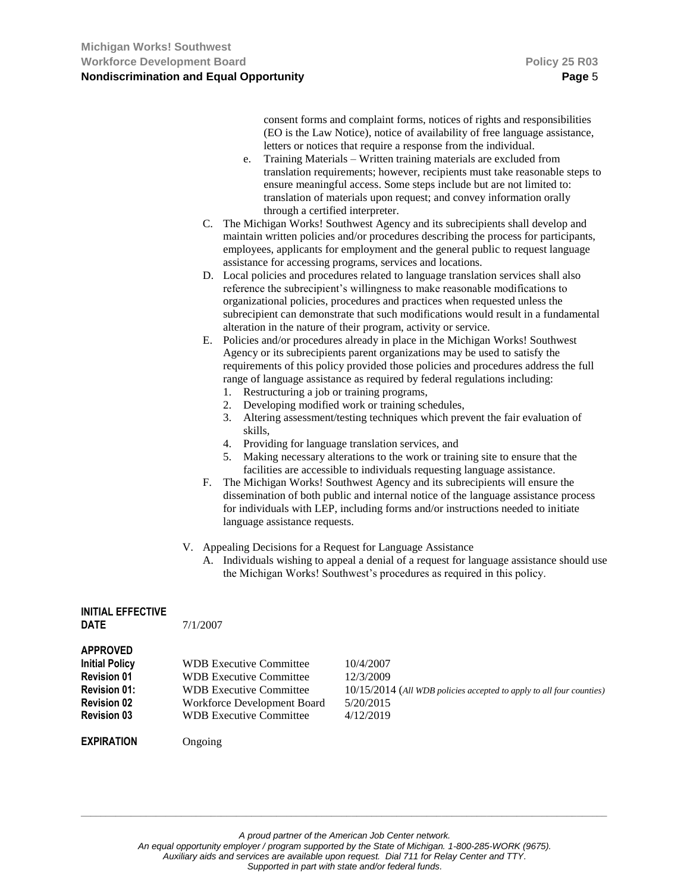consent forms and complaint forms, notices of rights and responsibilities (EO is the Law Notice), notice of availability of free language assistance, letters or notices that require a response from the individual.

e. Training Materials – Written training materials are excluded from translation requirements; however, recipients must take reasonable steps to ensure meaningful access. Some steps include but are not limited to: translation of materials upon request; and convey information orally through a certified interpreter.

C. The Michigan Works! Southwest Agency and its subrecipients shall develop and maintain written policies and/or procedures describing the process for participants, employees, applicants for employment and the general public to request language assistance for accessing programs, services and locations.

D. Local policies and procedures related to language translation services shall also reference the subrecipient's willingness to make reasonable modifications to organizational policies, procedures and practices when requested unless the subrecipient can demonstrate that such modifications would result in a fundamental alteration in the nature of their program, activity or service.

E. Policies and/or procedures already in place in the Michigan Works! Southwest Agency or its subrecipients parent organizations may be used to satisfy the requirements of this policy provided those policies and procedures address the full range of language assistance as required by federal regulations including:

1. Restructuring a job or training programs,
2. Developing modified work or training schedules,
3. Altering assessment/testing techniques which prevent the fair evaluation of skills,
4. Providing for language translation services, and
5. Making necessary alterations to the work or training site to ensure that the facilities are accessible to individuals requesting language assistance.

F. The Michigan Works! Southwest Agency and its subrecipients will ensure the dissemination of both public and internal notice of the language assistance process for individuals with LEP, including forms and/or instructions needed to initiate language assistance requests.

V. Appealing Decisions for a Request for Language Assistance

A. Individuals wishing to appeal a denial of a request for language assistance should use the Michigan Works! Southwest's procedures as required in this policy.

| | | |
|---|---|---|
| **INITIAL EFFECTIVE DATE** | 7/1/2007 | |
| **APPROVED** | | |
| **Initial Policy** | WDB Executive Committee | 10/4/2007 |
| **Revision 01** | WDB Executive Committee | 12/3/2009 |
| **Revision 01:** | WDB Executive Committee | 10/15/2014 (*All WDB policies accepted to apply to all four counties*) |
| **Revision 02** | Workforce Development Board | 5/20/2015 |
| **Revision 03** | WDB Executive Committee | 4/12/2019 |
| **EXPIRATION** | Ongoing | |

*A proud partner of the American Job Center network.*
*An equal opportunity employer / program supported by the State of Michigan. 1-800-285-WORK (9675).*
*Auxiliary aids and services are available upon request. Dial 711 for Relay Center and TTY.*
*Supported in part with state and/or federal funds.*